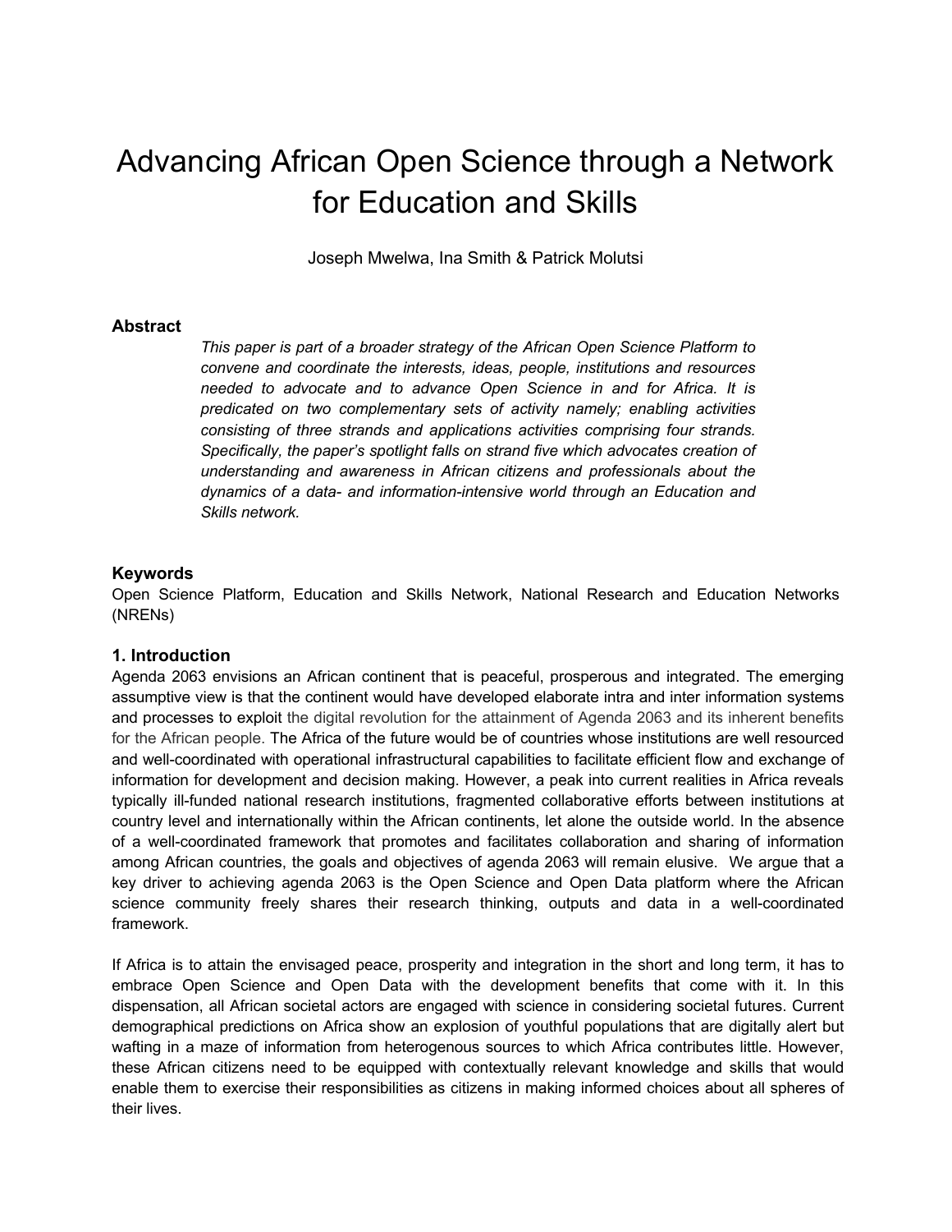# Advancing African Open Science through a Network for Education and Skills

Joseph Mwelwa, Ina Smith & Patrick Molutsi

## Abstract

*This paper is part of a broader strategy of the African Open Science Platform to convene and coordinate the interests, ideas, people, institutions and resources needed to advocate and to advance Open Science in and for Africa. It is predicated on two complementary sets of activity namely; enabling activities consisting of three strands and applications activities comprising four strands. Specifically, the paper's spotlight falls on strand five which advocates creation of understanding and awareness in African citizens and professionals about the dynamics of a data- and information-intensive world through an Education and Skills network.*

## Keywords

Open Science Platform, Education and Skills Network, National Research and Education Networks (NRENs)

## 1. Introduction

Agenda 2063 envisions an African continent that is peaceful, prosperous and integrated. The emerging assumptive view is that the continent would have developed elaborate intra and inter information systems and processes to exploit the digital revolution for the attainment of Agenda 2063 and its inherent benefits for the African people. The Africa of the future would be of countries whose institutions are well resourced and well-coordinated with operational infrastructural capabilities to facilitate efficient flow and exchange of information for development and decision making. However, a peak into current realities in Africa reveals typically ill-funded national research institutions, fragmented collaborative efforts between institutions at country level and internationally within the African continents, let alone the outside world. In the absence of a well-coordinated framework that promotes and facilitates collaboration and sharing of information among African countries, the goals and objectives of agenda 2063 will remain elusive. We argue that a key driver to achieving agenda 2063 is the Open Science and Open Data platform where the African science community freely shares their research thinking, outputs and data in a well-coordinated framework.

If Africa is to attain the envisaged peace, prosperity and integration in the short and long term, it has to embrace Open Science and Open Data with the development benefits that come with it. In this dispensation, all African societal actors are engaged with science in considering societal futures. Current demographical predictions on Africa show an explosion of youthful populations that are digitally alert but wafting in a maze of information from heterogenous sources to which Africa contributes little. However, these African citizens need to be equipped with contextually relevant knowledge and skills that would enable them to exercise their responsibilities as citizens in making informed choices about all spheres of their lives.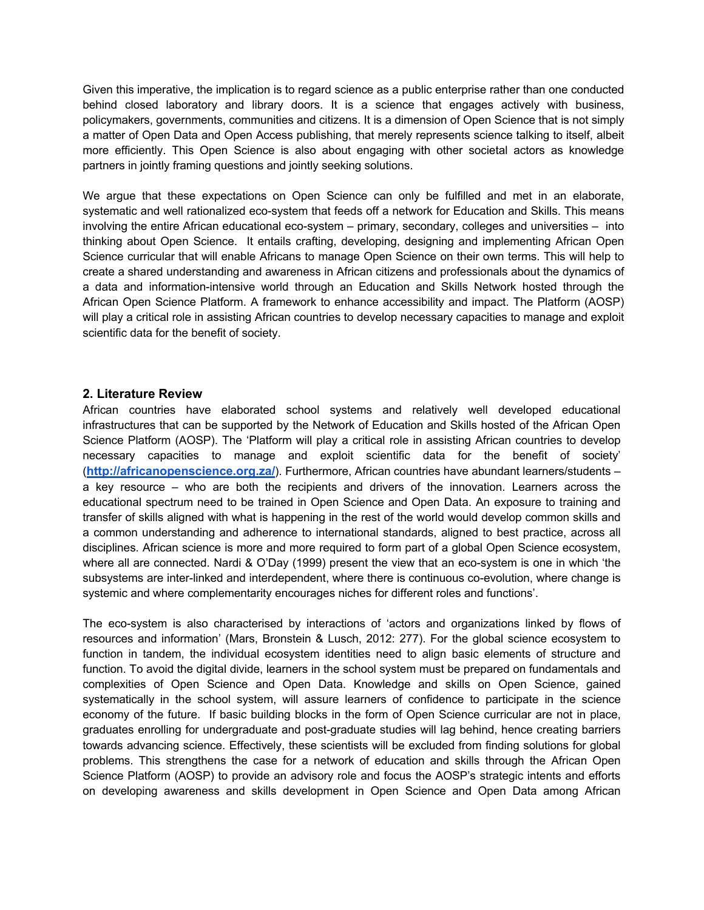Given this imperative, the implication is to regard science as a public enterprise rather than one conducted behind closed laboratory and library doors. It is a science that engages actively with business, policymakers, governments, communities and citizens. It is a dimension of Open Science that is not simply a matter of Open Data and Open Access publishing, that merely represents science talking to itself, albeit more efficiently. This Open Science is also about engaging with other societal actors as knowledge partners in jointly framing questions and jointly seeking solutions.

We argue that these expectations on Open Science can only be fulfilled and met in an elaborate, systematic and well rationalized eco-system that feeds off a network for Education and Skills. This means involving the entire African educational eco-system – primary, secondary, colleges and universities – into thinking about Open Science. It entails crafting, developing, designing and implementing African Open Science curricular that will enable Africans to manage Open Science on their own terms. This will help to create a shared understanding and awareness in African citizens and professionals about the dynamics of a data and information-intensive world through an Education and Skills Network hosted through the African Open Science Platform. A framework to enhance accessibility and impact. The Platform (AOSP) will play a critical role in assisting African countries to develop necessary capacities to manage and exploit scientific data for the benefit of society.

## 2. Literature Review

African countries have elaborated school systems and relatively well developed educational infrastructures that can be supported by the Network of Education and Skills hosted of the African Open Science Platform (AOSP). The 'Platform will play a critical role in assisting African countries to develop necessary capacities to manage and exploit scientific data for the benefit of society' (**http://africanopenscience.org.za/**). Furthermore, African countries have abundant learners/students – a key resource – who are both the recipients and drivers of the innovation. Learners across the educational spectrum need to be trained in Open Science and Open Data. An exposure to training and transfer of skills aligned with what is happening in the rest of the world would develop common skills and a common understanding and adherence to international standards, aligned to best practice, across all disciplines. African science is more and more required to form part of a global Open Science ecosystem, where all are connected. Nardi & O'Day (1999) present the view that an eco-system is one in which 'the subsystems are inter-linked and interdependent, where there is continuous co-evolution, where change is systemic and where complementarity encourages niches for different roles and functions'.

The eco-system is also characterised by interactions of 'actors and organizations linked by flows of resources and information' (Mars, Bronstein & Lusch, 2012: 277). For the global science ecosystem to function in tandem, the individual ecosystem identities need to align basic elements of structure and function. To avoid the digital divide, learners in the school system must be prepared on fundamentals and complexities of Open Science and Open Data. Knowledge and skills on Open Science, gained systematically in the school system, will assure learners of confidence to participate in the science economy of the future. If basic building blocks in the form of Open Science curricular are not in place, graduates enrolling for undergraduate and post-graduate studies will lag behind, hence creating barriers towards advancing science. Effectively, these scientists will be excluded from finding solutions for global problems. This strengthens the case for a network of education and skills through the African Open Science Platform (AOSP) to provide an advisory role and focus the AOSP's strategic intents and efforts on developing awareness and skills development in Open Science and Open Data among African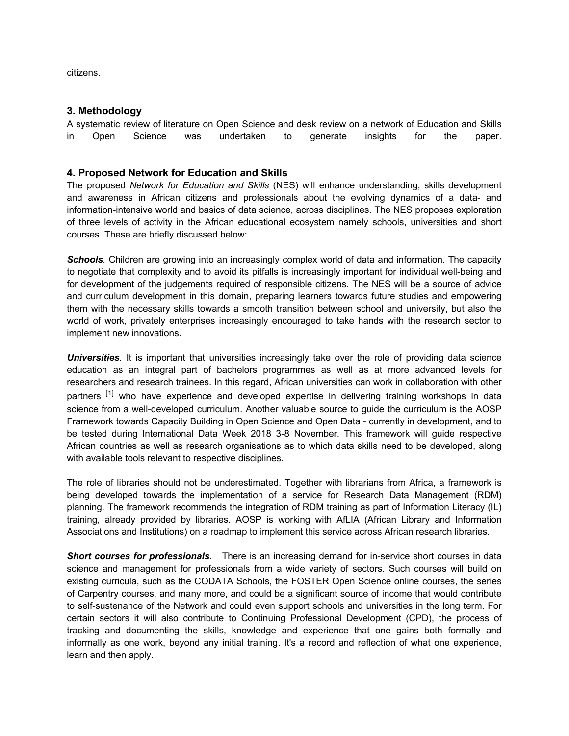citizens.

## 3. Methodology

A systematic review of literature on Open Science and desk review on a network of Education and Skills in Open Science was undertaken to generate insights for the paper.

## 4. Proposed Network for Education and Skills

The proposed *Network for Education and Skills* (NES) will enhance understanding, skills development and awareness in African citizens and professionals about the evolving dynamics of a data- and information-intensive world and basics of data science, across disciplines. The NES proposes exploration of three levels of activity in the African educational ecosystem namely schools, universities and short courses. These are briefly discussed below:

***Schools**.* Children are growing into an increasingly complex world of data and information. The capacity to negotiate that complexity and to avoid its pitfalls is increasingly important for individual well-being and for development of the judgements required of responsible citizens. The NES will be a source of advice and curriculum development in this domain, preparing learners towards future studies and empowering them with the necessary skills towards a smooth transition between school and university, but also the world of work, privately enterprises increasingly encouraged to take hands with the research sector to implement new innovations.

***Universities**.* It is important that universities increasingly take over the role of providing data science education as an integral part of bachelors programmes as well as at more advanced levels for researchers and research trainees. In this regard, African universities can work in collaboration with other partners [1] who have experience and developed expertise in delivering training workshops in data science from a well-developed curriculum. Another valuable source to guide the curriculum is the AOSP Framework towards Capacity Building in Open Science and Open Data - currently in development, and to be tested during International Data Week 2018 3-8 November. This framework will guide respective African countries as well as research organisations as to which data skills need to be developed, along with available tools relevant to respective disciplines.

The role of libraries should not be underestimated. Together with librarians from Africa, a framework is being developed towards the implementation of a service for Research Data Management (RDM) planning. The framework recommends the integration of RDM training as part of Information Literacy (IL) training, already provided by libraries. AOSP is working with AfLIA (African Library and Information Associations and Institutions) on a roadmap to implement this service across African research libraries.

***Short courses for professionals**.* There is an increasing demand for in-service short courses in data science and management for professionals from a wide variety of sectors. Such courses will build on existing curricula, such as the CODATA Schools, the FOSTER Open Science online courses, the series of Carpentry courses, and many more, and could be a significant source of income that would contribute to self-sustenance of the Network and could even support schools and universities in the long term. For certain sectors it will also contribute to Continuing Professional Development (CPD), the process of tracking and documenting the skills, knowledge and experience that one gains both formally and informally as one work, beyond any initial training. It's a record and reflection of what one experience, learn and then apply.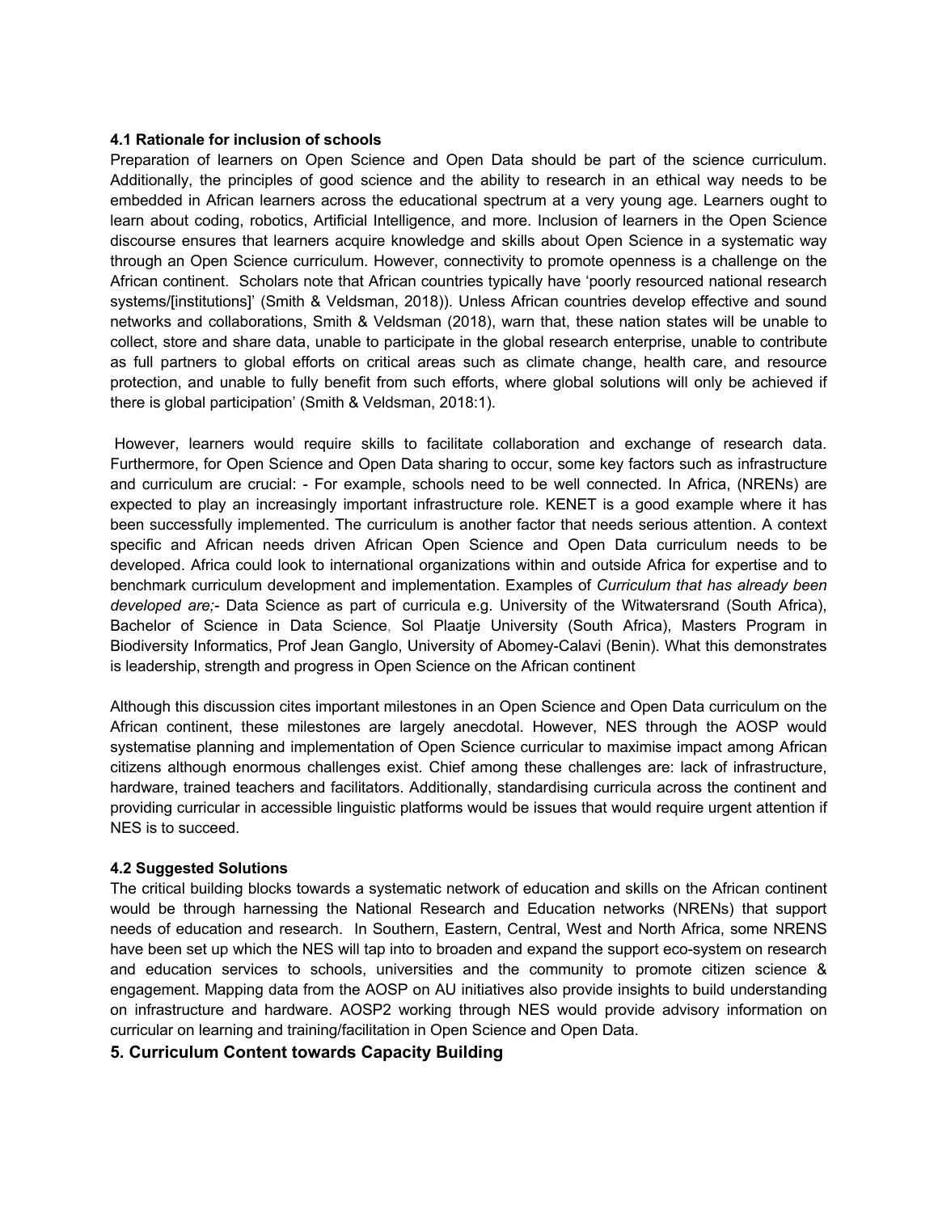### 4.1 Rationale for inclusion of schools

Preparation of learners on Open Science and Open Data should be part of the science curriculum. Additionally, the principles of good science and the ability to research in an ethical way needs to be embedded in African learners across the educational spectrum at a very young age. Learners ought to learn about coding, robotics, Artificial Intelligence, and more. Inclusion of learners in the Open Science discourse ensures that learners acquire knowledge and skills about Open Science in a systematic way through an Open Science curriculum. However, connectivity to promote openness is a challenge on the African continent. Scholars note that African countries typically have 'poorly resourced national research systems/[institutions]' (Smith & Veldsman, 2018)). Unless African countries develop effective and sound networks and collaborations, Smith & Veldsman (2018), warn that, these nation states will be unable to collect, store and share data, unable to participate in the global research enterprise, unable to contribute as full partners to global efforts on critical areas such as climate change, health care, and resource protection, and unable to fully benefit from such efforts, where global solutions will only be achieved if there is global participation' (Smith & Veldsman, 2018:1).

However, learners would require skills to facilitate collaboration and exchange of research data. Furthermore, for Open Science and Open Data sharing to occur, some key factors such as infrastructure and curriculum are crucial: - For example, schools need to be well connected. In Africa, (NRENs) are expected to play an increasingly important infrastructure role. KENET is a good example where it has been successfully implemented. The curriculum is another factor that needs serious attention. A context specific and African needs driven African Open Science and Open Data curriculum needs to be developed. Africa could look to international organizations within and outside Africa for expertise and to benchmark curriculum development and implementation. Examples of *Curriculum that has already been developed are;-* Data Science as part of curricula e.g. University of the Witwatersrand (South Africa), Bachelor of Science in Data Science, Sol Plaatje University (South Africa), Masters Program in Biodiversity Informatics, Prof Jean Ganglo, University of Abomey-Calavi (Benin). What this demonstrates is leadership, strength and progress in Open Science on the African continent

Although this discussion cites important milestones in an Open Science and Open Data curriculum on the African continent, these milestones are largely anecdotal. However, NES through the AOSP would systematise planning and implementation of Open Science curricular to maximise impact among African citizens although enormous challenges exist. Chief among these challenges are: lack of infrastructure, hardware, trained teachers and facilitators. Additionally, standardising curricula across the continent and providing curricular in accessible linguistic platforms would be issues that would require urgent attention if NES is to succeed.

### 4.2 Suggested Solutions

The critical building blocks towards a systematic network of education and skills on the African continent would be through harnessing the National Research and Education networks (NRENs) that support needs of education and research. In Southern, Eastern, Central, West and North Africa, some NRENS have been set up which the NES will tap into to broaden and expand the support eco-system on research and education services to schools, universities and the community to promote citizen science & engagement. Mapping data from the AOSP on AU initiatives also provide insights to build understanding on infrastructure and hardware. AOSP2 working through NES would provide advisory information on curricular on learning and training/facilitation in Open Science and Open Data.

## 5. Curriculum Content towards Capacity Building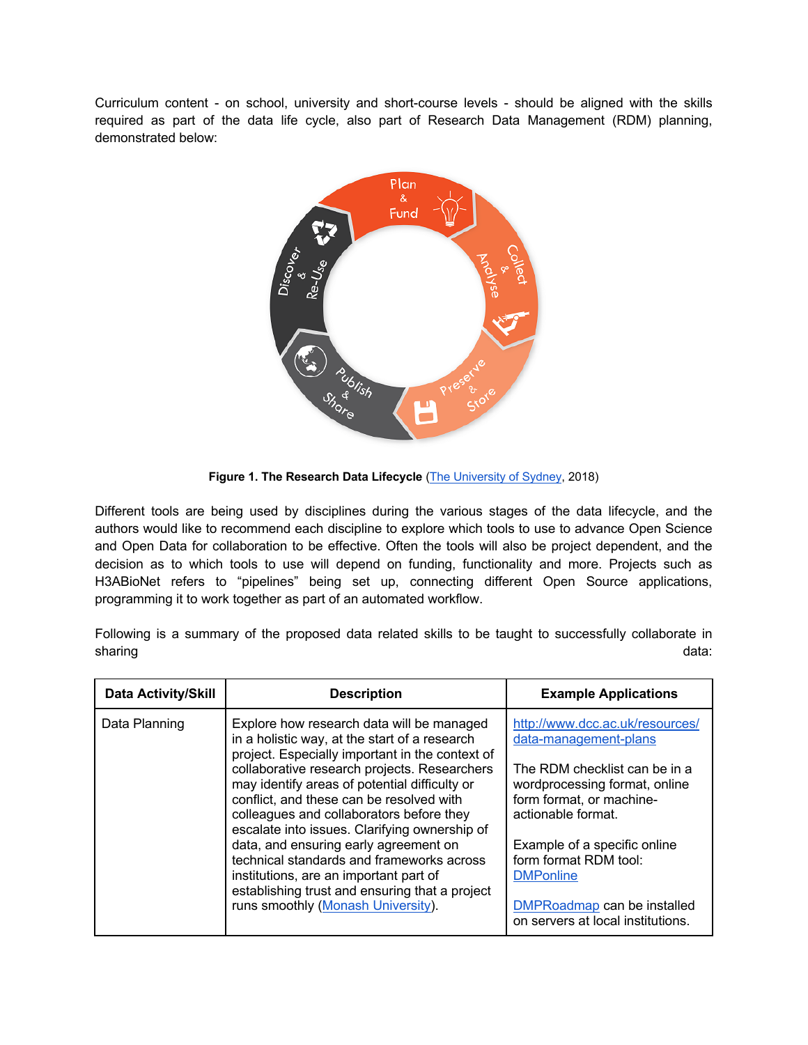Curriculum content - on school, university and short-course levels - should be aligned with the skills required as part of the data life cycle, also part of Research Data Management (RDM) planning, demonstrated below:

**Figure 1. The Research Data Lifecycle** (The University of Sydney, 2018)

Different tools are being used by disciplines during the various stages of the data lifecycle, and the authors would like to recommend each discipline to explore which tools to use to advance Open Science and Open Data for collaboration to be effective. Often the tools will also be project dependent, and the decision as to which tools to use will depend on funding, functionality and more. Projects such as H3ABioNet refers to "pipelines" being set up, connecting different Open Source applications, programming it to work together as part of an automated workflow.

Following is a summary of the proposed data related skills to be taught to successfully collaborate in sharing data:

| Data Activity/Skill | Description | Example Applications |
|---|---|---|
| Data Planning | Explore how research data will be managed in a holistic way, at the start of a research project. Especially important in the context of collaborative research projects. Researchers may identify areas of potential difficulty or conflict, and these can be resolved with colleagues and collaborators before they escalate into issues. Clarifying ownership of data, and ensuring early agreement on technical standards and frameworks across institutions, are an important part of establishing trust and ensuring that a project runs smoothly (Monash University). | http://www.dcc.ac.uk/resources/data-management-plans<br><br>The RDM checklist can be in a wordprocessing format, online form format, or machine-actionable format.<br><br>Example of a specific online form format RDM tool: DMPonline<br><br>DMPRoadmap can be installed on servers at local institutions. |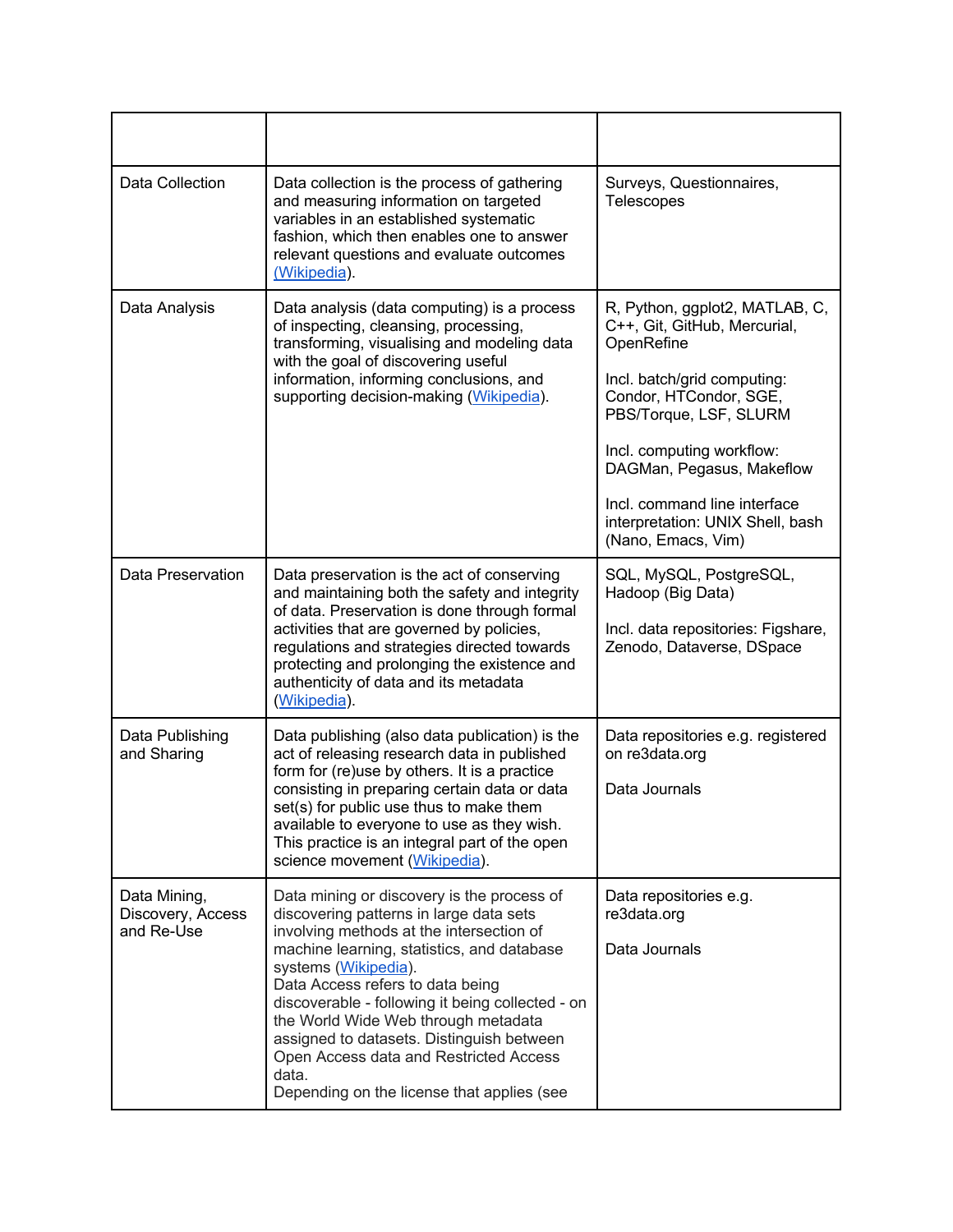| | | |
|---|---|---|
| Data Collection | Data collection is the process of gathering and measuring information on targeted variables in an established systematic fashion, which then enables one to answer relevant questions and evaluate outcomes (Wikipedia). | Surveys, Questionnaires, Telescopes |
| Data Analysis | Data analysis (data computing) is a process of inspecting, cleansing, processing, transforming, visualising and modeling data with the goal of discovering useful information, informing conclusions, and supporting decision-making (Wikipedia). | R, Python, ggplot2, MATLAB, C, C++, Git, GitHub, Mercurial, OpenRefine<br><br>Incl. batch/grid computing: Condor, HTCondor, SGE, PBS/Torque, LSF, SLURM<br><br>Incl. computing workflow: DAGMan, Pegasus, Makeflow<br><br>Incl. command line interface interpretation: UNIX Shell, bash (Nano, Emacs, Vim) |
| Data Preservation | Data preservation is the act of conserving and maintaining both the safety and integrity of data. Preservation is done through formal activities that are governed by policies, regulations and strategies directed towards protecting and prolonging the existence and authenticity of data and its metadata (Wikipedia). | SQL, MySQL, PostgreSQL, Hadoop (Big Data)<br><br>Incl. data repositories: Figshare, Zenodo, Dataverse, DSpace |
| Data Publishing and Sharing | Data publishing (also data publication) is the act of releasing research data in published form for (re)use by others. It is a practice consisting in preparing certain data or data set(s) for public use thus to make them available to everyone to use as they wish. This practice is an integral part of the open science movement (Wikipedia). | Data repositories e.g. registered on re3data.org<br><br>Data Journals |
| Data Mining, Discovery, Access and Re-Use | Data mining or discovery is the process of discovering patterns in large data sets involving methods at the intersection of machine learning, statistics, and database systems (Wikipedia).<br>Data Access refers to data being discoverable - following it being collected - on the World Wide Web through metadata assigned to datasets. Distinguish between Open Access data and Restricted Access data.<br>Depending on the license that applies (see | Data repositories e.g. re3data.org<br><br>Data Journals |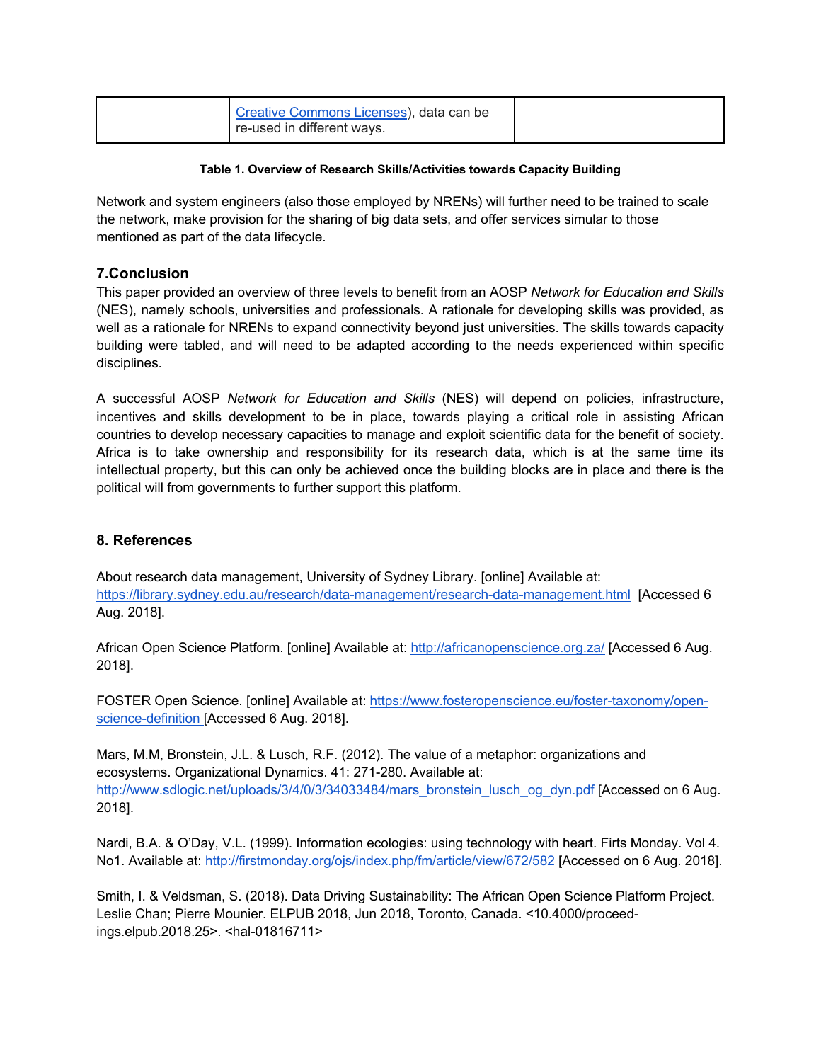| | [Creative Commons Licenses](), data can be re-used in different ways. | |
|---|---|---|

**Table 1. Overview of Research Skills/Activities towards Capacity Building**

Network and system engineers (also those employed by NRENs) will further need to be trained to scale the network, make provision for the sharing of big data sets, and offer services simular to those mentioned as part of the data lifecycle.

## 7.Conclusion

This paper provided an overview of three levels to benefit from an AOSP *Network for Education and Skills* (NES), namely schools, universities and professionals. A rationale for developing skills was provided, as well as a rationale for NRENs to expand connectivity beyond just universities. The skills towards capacity building were tabled, and will need to be adapted according to the needs experienced within specific disciplines.

A successful AOSP *Network for Education and Skills* (NES) will depend on policies, infrastructure, incentives and skills development to be in place, towards playing a critical role in assisting African countries to develop necessary capacities to manage and exploit scientific data for the benefit of society. Africa is to take ownership and responsibility for its research data, which is at the same time its intellectual property, but this can only be achieved once the building blocks are in place and there is the political will from governments to further support this platform.

## 8. References

About research data management, University of Sydney Library. [online] Available at: https://library.sydney.edu.au/research/data-management/research-data-management.html [Accessed 6 Aug. 2018].

African Open Science Platform. [online] Available at: http://africanopenscience.org.za/ [Accessed 6 Aug. 2018].

FOSTER Open Science. [online] Available at: https://www.fosteropenscience.eu/foster-taxonomy/open-science-definition [Accessed 6 Aug. 2018].

Mars, M.M, Bronstein, J.L. & Lusch, R.F. (2012). The value of a metaphor: organizations and ecosystems. Organizational Dynamics. 41: 271-280. Available at: http://www.sdlogic.net/uploads/3/4/0/3/34033484/mars_bronstein_lusch_og_dyn.pdf [Accessed on 6 Aug. 2018].

Nardi, B.A. & O'Day, V.L. (1999). Information ecologies: using technology with heart. Firts Monday. Vol 4. No1. Available at: http://firstmonday.org/ojs/index.php/fm/article/view/672/582 [Accessed on 6 Aug. 2018].

Smith, I. & Veldsman, S. (2018). Data Driving Sustainability: The African Open Science Platform Project. Leslie Chan; Pierre Mounier. ELPUB 2018, Jun 2018, Toronto, Canada. <10.4000/proceed-ings.elpub.2018.25>. <hal-01816711>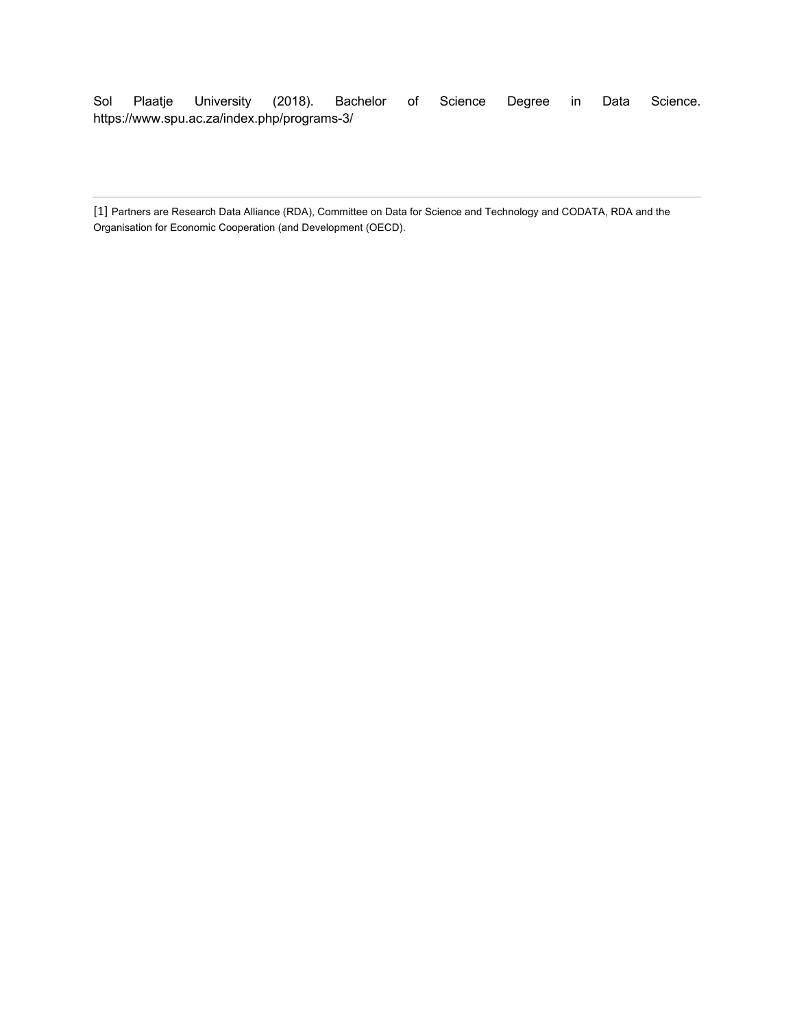Sol Plaatje University (2018). Bachelor of Science Degree in Data Science. https://www.spu.ac.za/index.php/programs-3/

---

[1] Partners are Research Data Alliance (RDA), Committee on Data for Science and Technology and CODATA, RDA and the Organisation for Economic Cooperation (and Development (OECD).